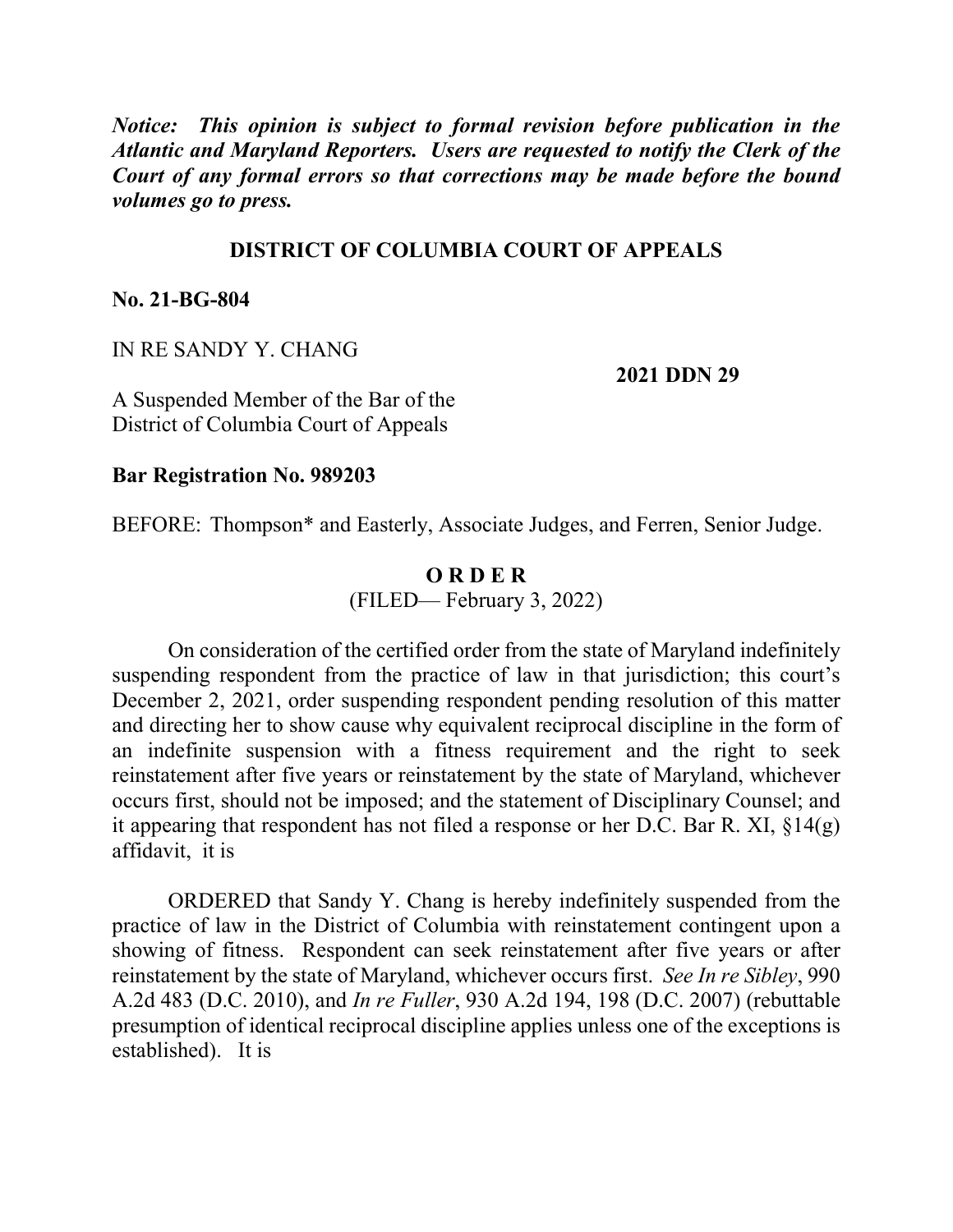***Notice: This opinion is subject to formal revision before publication in the Atlantic and Maryland Reporters. Users are requested to notify the Clerk of the Court of any formal errors so that corrections may be made before the bound volumes go to press.***

## DISTRICT OF COLUMBIA COURT OF APPEALS

**No. 21-BG-804**

IN RE SANDY Y. CHANG

**2021 DDN 29**

A Suspended Member of the Bar of the District of Columbia Court of Appeals

**Bar Registration No. 989203**

BEFORE: Thompson* and Easterly, Associate Judges, and Ferren, Senior Judge.

**O R D E R**

(FILED— February 3, 2022)

On consideration of the certified order from the state of Maryland indefinitely suspending respondent from the practice of law in that jurisdiction; this court's December 2, 2021, order suspending respondent pending resolution of this matter and directing her to show cause why equivalent reciprocal discipline in the form of an indefinite suspension with a fitness requirement and the right to seek reinstatement after five years or reinstatement by the state of Maryland, whichever occurs first, should not be imposed; and the statement of Disciplinary Counsel; and it appearing that respondent has not filed a response or her D.C. Bar R. XI, §14(g) affidavit, it is

ORDERED that Sandy Y. Chang is hereby indefinitely suspended from the practice of law in the District of Columbia with reinstatement contingent upon a showing of fitness. Respondent can seek reinstatement after five years or after reinstatement by the state of Maryland, whichever occurs first. *See In re Sibley*, 990 A.2d 483 (D.C. 2010), and *In re Fuller*, 930 A.2d 194, 198 (D.C. 2007) (rebuttable presumption of identical reciprocal discipline applies unless one of the exceptions is established). It is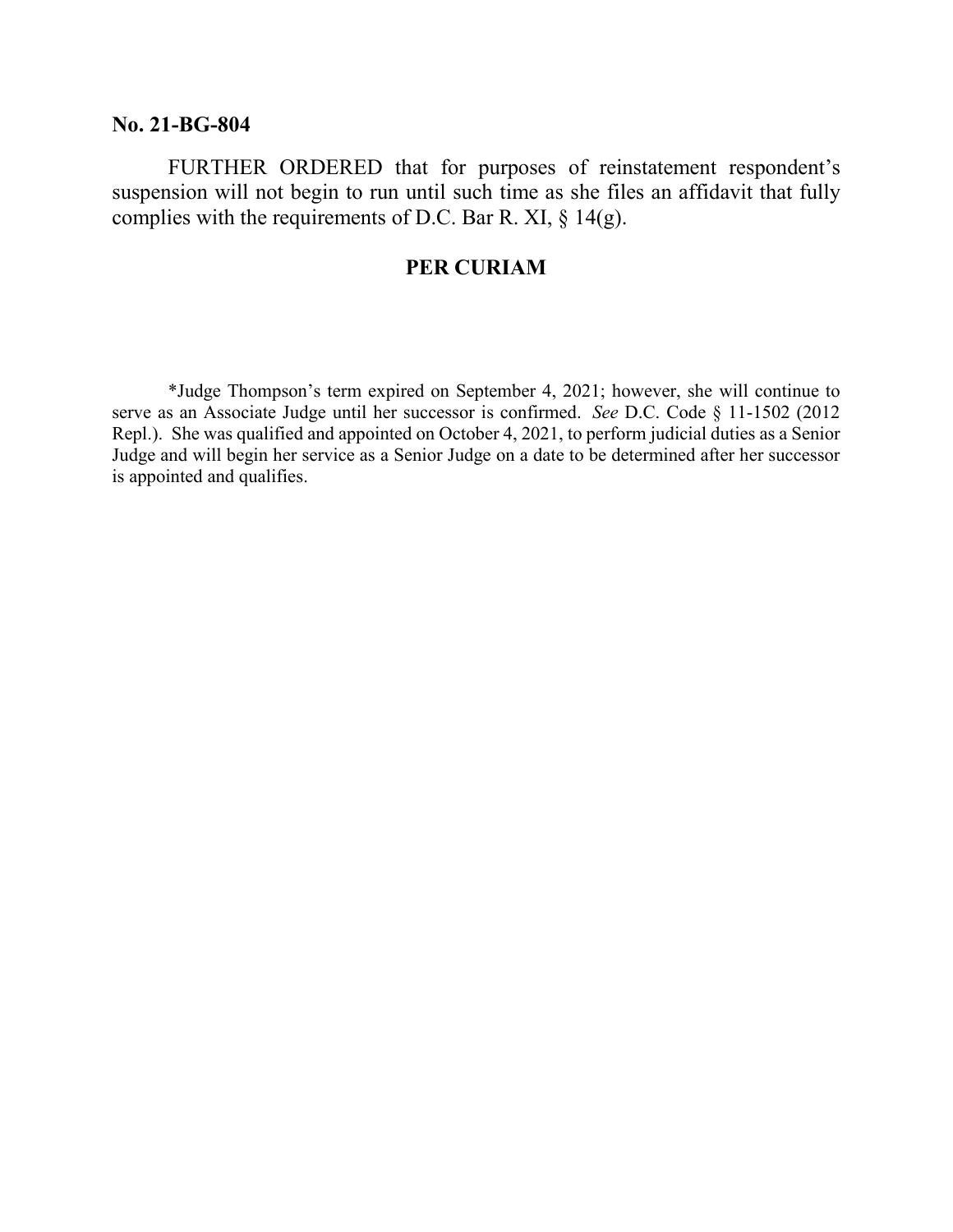**No. 21-BG-804**

FURTHER ORDERED that for purposes of reinstatement respondent's suspension will not begin to run until such time as she files an affidavit that fully complies with the requirements of D.C. Bar R. XI, § 14(g).

**PER CURIAM**

*Judge Thompson's term expired on September 4, 2021; however, she will continue to serve as an Associate Judge until her successor is confirmed. *See* D.C. Code § 11-1502 (2012 Repl.). She was qualified and appointed on October 4, 2021, to perform judicial duties as a Senior Judge and will begin her service as a Senior Judge on a date to be determined after her successor is appointed and qualifies.